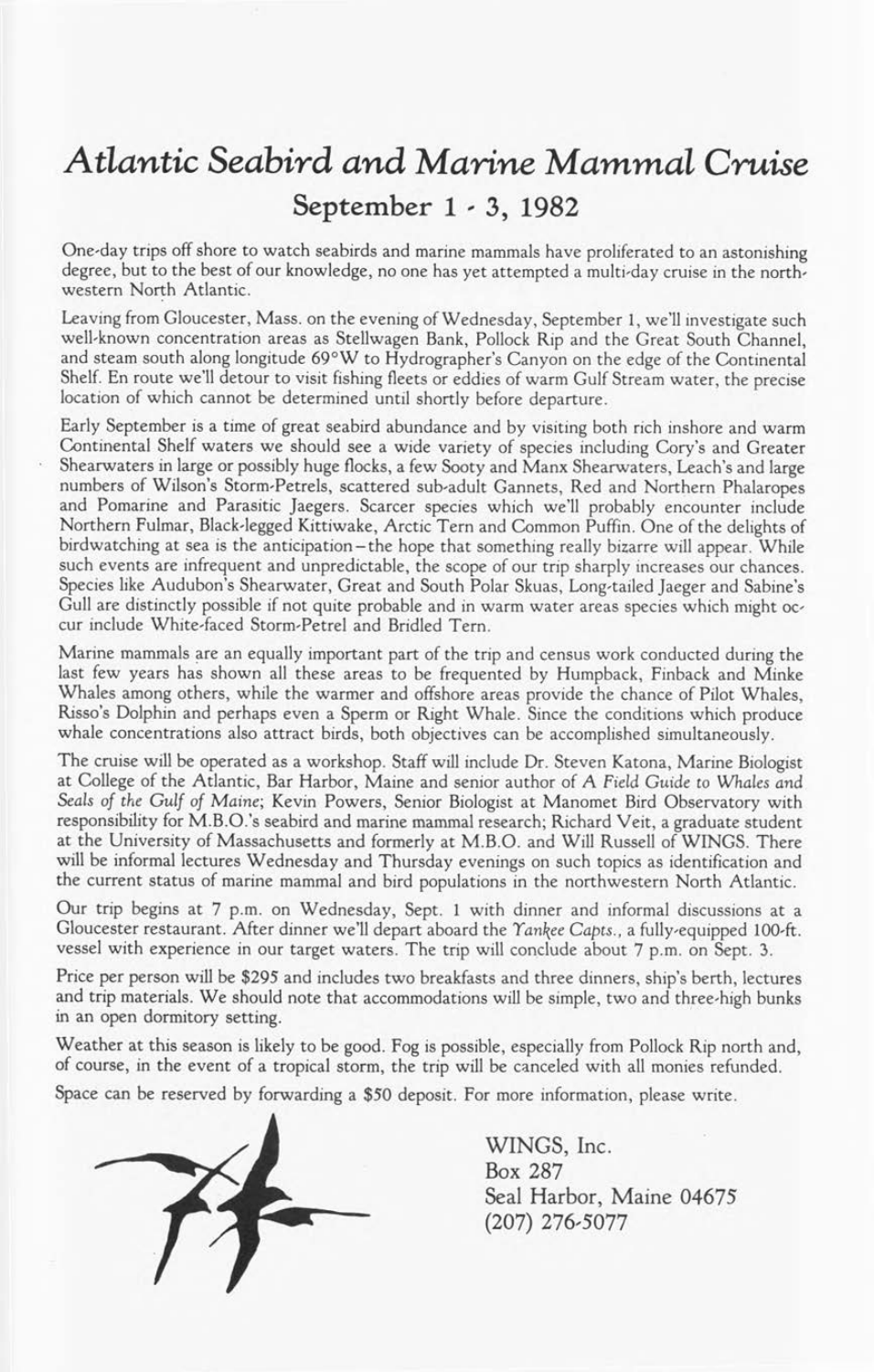# *Atlantic Seabird and Marine Mammal Cruise*

## September 1 - 3, 1982

One-day trips off shore to watch seabirds and marine mammals have proliferated to an astonishing degree, but to the best of our knowledge, no one has yet attempted a multi-day cruise in the northwestern North Atlantic.

Leaving from Gloucester, Mass. on the evening of Wednesday, September 1, we'll investigate such well-known concentration areas as Stellwagen Bank, Pollock Rip and the Great South Channel, and steam south along longitude 69°W to Hydrographer's Canyon on the edge of the Continental Shelf. En route we'll detour to visit fishing fleets or eddies of warm Gulf Stream water, the precise location of which cannot be determined until shortly before departure.

Early September is a time of great seabird abundance and by visiting both rich inshore and warm Continental Shelf waters we should see a wide variety of species including Cory's and Greater Shearwaters in large or possibly huge flocks, a few Sooty and Manx Shearwaters, Leach's and large numbers of Wilson's Storm-Petrels, scattered sub-adult Gannets, Red and Northern Phalaropes and Pomarine and Parasitic Jaegers. Scarcer species which we'll probably encounter include Northern Fulmar, Black-legged Kittiwake, Arctic Tern and Common Puffin. One of the delights of birdwatching at sea is the anticipation—the hope that something really bizarre will appear. While such events are infrequent and unpredictable, the scope of our trip sharply increases our chances. Species like Audubon's Shearwater, Great and South Polar Skuas, Long-tailed Jaeger and Sabine's Gull are distinctly possible if not quite probable and in warm water areas species which might occur include White-faced Storm-Petrel and Bridled Tern.

Marine mammals are an equally important part of the trip and census work conducted during the last few years has shown all these areas to be frequented by Humpback, Finback and Minke Whales among others, while the warmer and offshore areas provide the chance of Pilot Whales, Risso's Dolphin and perhaps even a Sperm or Right Whale. Since the conditions which produce whale concentrations also attract birds, both objectives can be accomplished simultaneously.

The cruise will be operated as a workshop. Staff will include Dr. Steven Katona, Marine Biologist at College of the Atlantic, Bar Harbor, Maine and senior author of *A Field Guide to Whales and Seals of the Gulf of Maine*; Kevin Powers, Senior Biologist at Manomet Bird Observatory with responsibility for M.B.O.'s seabird and marine mammal research; Richard Veit, a graduate student at the University of Massachusetts and formerly at M.B.O. and Will Russell of WINGS. There will be informal lectures Wednesday and Thursday evenings on such topics as identification and the current status of marine mammal and bird populations in the northwestern North Atlantic.

Our trip begins at 7 p.m. on Wednesday, Sept. 1 with dinner and informal discussions at a Gloucester restaurant. After dinner we'll depart aboard the *Yankee Capts.*, a fully-equipped 100-ft. vessel with experience in our target waters. The trip will conclude about 7 p.m. on Sept. 3.

Price per person will be $295 and includes two breakfasts and three dinners, ship's berth, lectures and trip materials. We should note that accommodations will be simple, two and three-high bunks in an open dormitory setting.

Weather at this season is likely to be good. Fog is possible, especially from Pollock Rip north and, of course, in the event of a tropical storm, the trip will be canceled with all monies refunded.

Space can be reserved by forwarding a $50 deposit. For more information, please write.

WINGS, Inc.
Box 287
Seal Harbor, Maine 04675
(207) 276-5077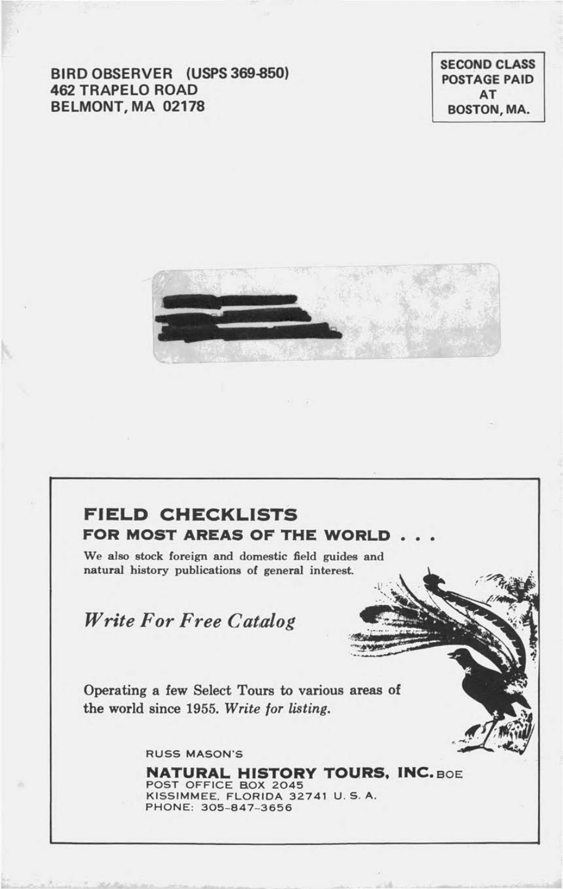BIRD OBSERVER (USPS 369-850)
462 TRAPELO ROAD
BELMONT, MA 02178

SECOND CLASS
POSTAGE PAID
AT
BOSTON, MA.

## FIELD CHECKLISTS

**FOR MOST AREAS OF THE WORLD . . .**

We also stock foreign and domestic field guides and natural history publications of general interest.

*Write For Free Catalog*

Operating a few Select Tours to various areas of the world since 1955. *Write for listing.*

RUSS MASON'S

**NATURAL HISTORY TOURS, INC.** BOE
POST OFFICE BOX 2045
KISSIMMEE, FLORIDA 32741 U. S. A.
PHONE: 305-847-3656